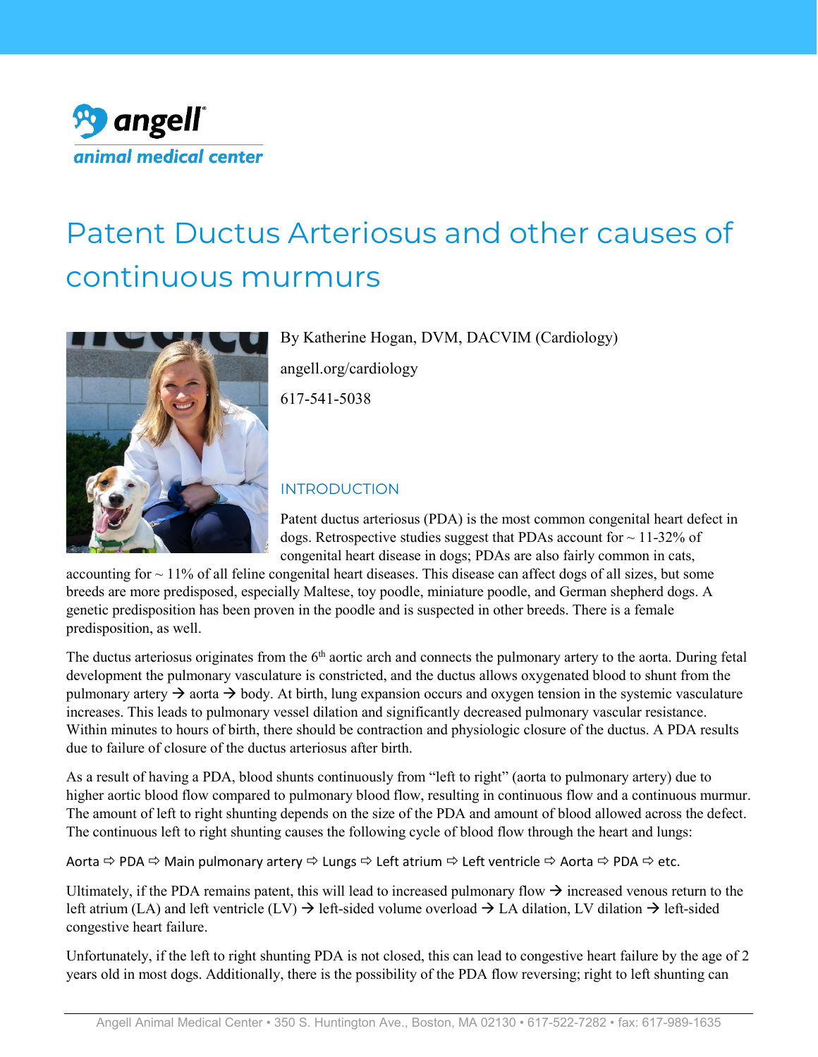angell
animal medical center

# Patent Ductus Arteriosus and other causes of continuous murmurs

By Katherine Hogan, DVM, DACVIM (Cardiology)

angell.org/cardiology

617-541-5038

## INTRODUCTION

Patent ductus arteriosus (PDA) is the most common congenital heart defect in dogs. Retrospective studies suggest that PDAs account for ~ 11-32% of congenital heart disease in dogs; PDAs are also fairly common in cats, accounting for ~ 11% of all feline congenital heart diseases. This disease can affect dogs of all sizes, but some breeds are more predisposed, especially Maltese, toy poodle, miniature poodle, and German shepherd dogs. A genetic predisposition has been proven in the poodle and is suspected in other breeds. There is a female predisposition, as well.

The ductus arteriosus originates from the 6th aortic arch and connects the pulmonary artery to the aorta. During fetal development the pulmonary vasculature is constricted, and the ductus allows oxygenated blood to shunt from the pulmonary artery → aorta → body. At birth, lung expansion occurs and oxygen tension in the systemic vasculature increases. This leads to pulmonary vessel dilation and significantly decreased pulmonary vascular resistance. Within minutes to hours of birth, there should be contraction and physiologic closure of the ductus. A PDA results due to failure of closure of the ductus arteriosus after birth.

As a result of having a PDA, blood shunts continuously from "left to right" (aorta to pulmonary artery) due to higher aortic blood flow compared to pulmonary blood flow, resulting in continuous flow and a continuous murmur. The amount of left to right shunting depends on the size of the PDA and amount of blood allowed across the defect. The continuous left to right shunting causes the following cycle of blood flow through the heart and lungs:

Aorta ⇨ PDA ⇨ Main pulmonary artery ⇨ Lungs ⇨ Left atrium ⇨ Left ventricle ⇨ Aorta ⇨ PDA ⇨ etc.

Ultimately, if the PDA remains patent, this will lead to increased pulmonary flow → increased venous return to the left atrium (LA) and left ventricle (LV) → left-sided volume overload → LA dilation, LV dilation → left-sided congestive heart failure.

Unfortunately, if the left to right shunting PDA is not closed, this can lead to congestive heart failure by the age of 2 years old in most dogs. Additionally, there is the possibility of the PDA flow reversing; right to left shunting can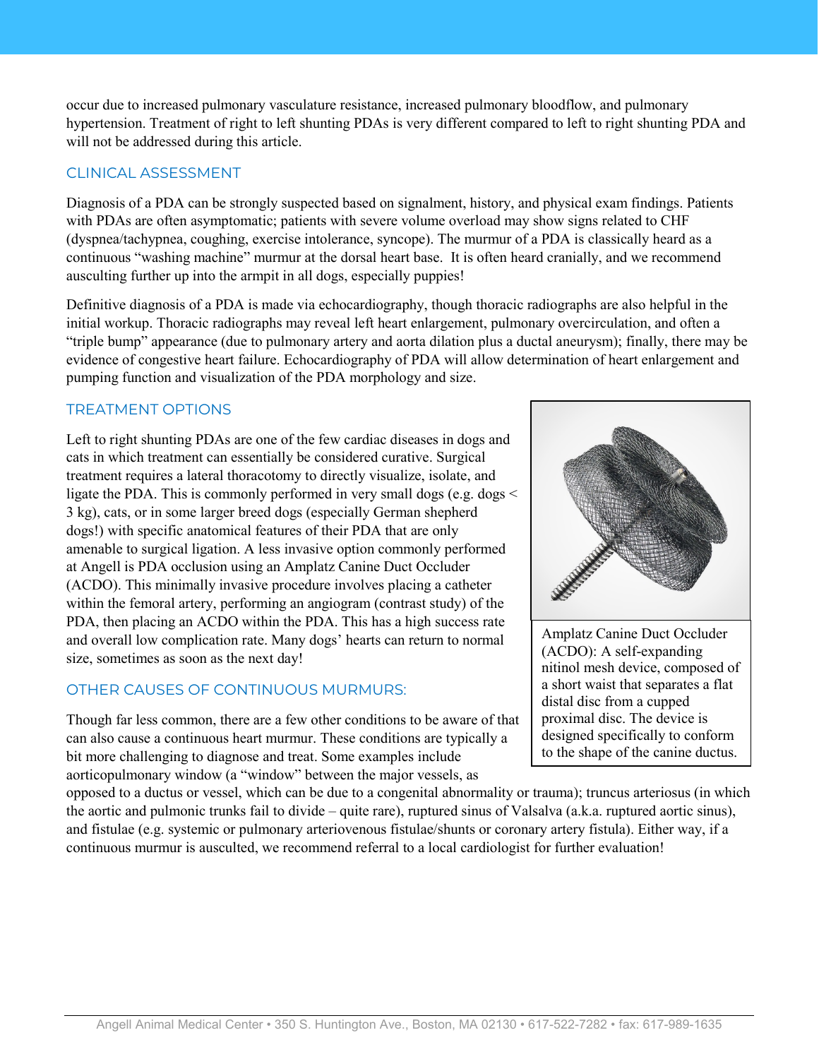occur due to increased pulmonary vasculature resistance, increased pulmonary bloodflow, and pulmonary hypertension. Treatment of right to left shunting PDAs is very different compared to left to right shunting PDA and will not be addressed during this article.

## CLINICAL ASSESSMENT

Diagnosis of a PDA can be strongly suspected based on signalment, history, and physical exam findings. Patients with PDAs are often asymptomatic; patients with severe volume overload may show signs related to CHF (dyspnea/tachypnea, coughing, exercise intolerance, syncope). The murmur of a PDA is classically heard as a continuous "washing machine" murmur at the dorsal heart base. It is often heard cranially, and we recommend ausculting further up into the armpit in all dogs, especially puppies!

Definitive diagnosis of a PDA is made via echocardiography, though thoracic radiographs are also helpful in the initial workup. Thoracic radiographs may reveal left heart enlargement, pulmonary overcirculation, and often a "triple bump" appearance (due to pulmonary artery and aorta dilation plus a ductal aneurysm); finally, there may be evidence of congestive heart failure. Echocardiography of PDA will allow determination of heart enlargement and pumping function and visualization of the PDA morphology and size.

## TREATMENT OPTIONS

Left to right shunting PDAs are one of the few cardiac diseases in dogs and cats in which treatment can essentially be considered curative. Surgical treatment requires a lateral thoracotomy to directly visualize, isolate, and ligate the PDA. This is commonly performed in very small dogs (e.g. dogs < 3 kg), cats, or in some larger breed dogs (especially German shepherd dogs!) with specific anatomical features of their PDA that are only amenable to surgical ligation. A less invasive option commonly performed at Angell is PDA occlusion using an Amplatz Canine Duct Occluder (ACDO). This minimally invasive procedure involves placing a catheter within the femoral artery, performing an angiogram (contrast study) of the PDA, then placing an ACDO within the PDA. This has a high success rate and overall low complication rate. Many dogs' hearts can return to normal size, sometimes as soon as the next day!

Amplatz Canine Duct Occluder (ACDO): A self-expanding nitinol mesh device, composed of a short waist that separates a flat distal disc from a cupped proximal disc. The device is designed specifically to conform to the shape of the canine ductus.

## OTHER CAUSES OF CONTINUOUS MURMURS:

Though far less common, there are a few other conditions to be aware of that can also cause a continuous heart murmur. These conditions are typically a bit more challenging to diagnose and treat. Some examples include aorticopulmonary window (a "window" between the major vessels, as opposed to a ductus or vessel, which can be due to a congenital abnormality or trauma); truncus arteriosus (in which the aortic and pulmonic trunks fail to divide – quite rare), ruptured sinus of Valsalva (a.k.a. ruptured aortic sinus), and fistulae (e.g. systemic or pulmonary arteriovenous fistulae/shunts or coronary artery fistula). Either way, if a continuous murmur is ausculted, we recommend referral to a local cardiologist for further evaluation!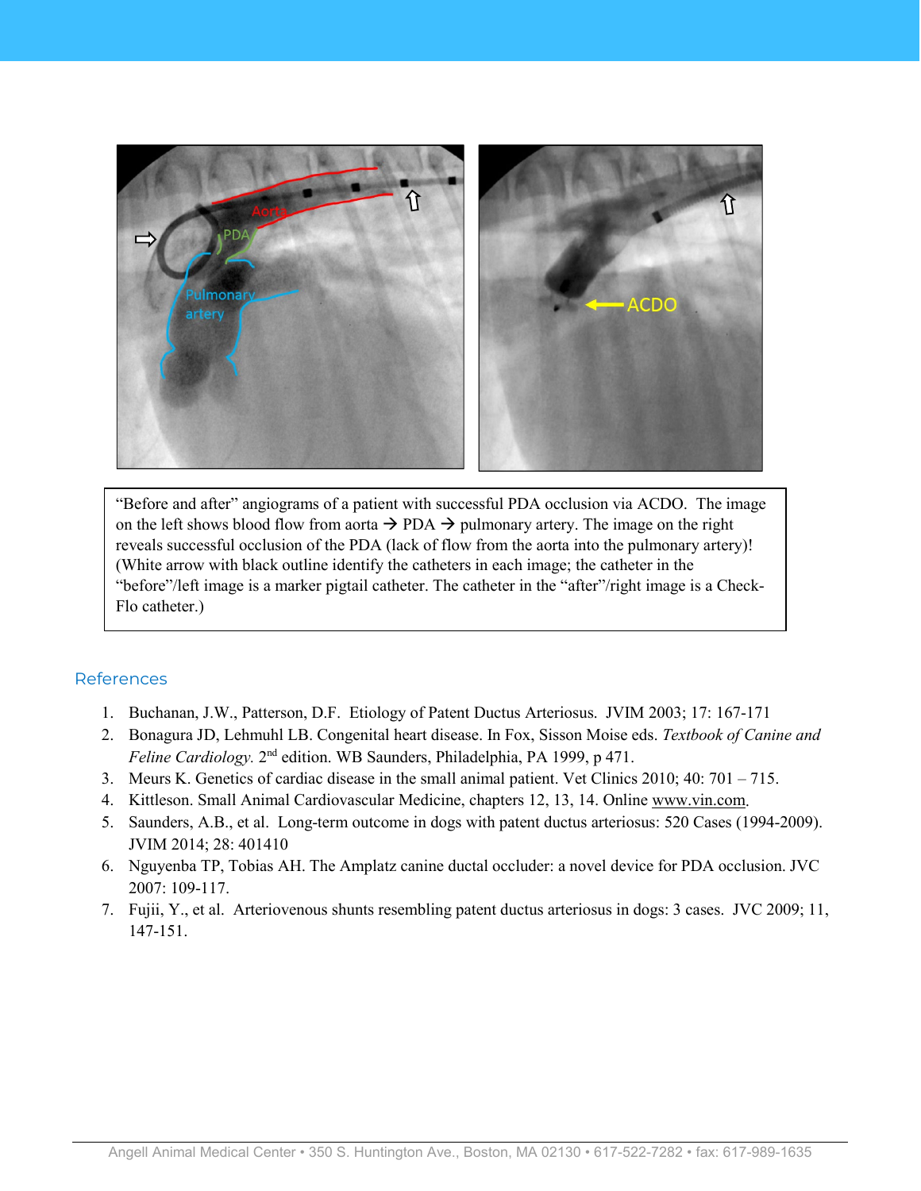"Before and after" angiograms of a patient with successful PDA occlusion via ACDO. The image on the left shows blood flow from aorta → PDA → pulmonary artery. The image on the right reveals successful occlusion of the PDA (lack of flow from the aorta into the pulmonary artery)! (White arrow with black outline identify the catheters in each image; the catheter in the "before"/left image is a marker pigtail catheter. The catheter in the "after"/right image is a Check-Flo catheter.)

## References

1. Buchanan, J.W., Patterson, D.F. Etiology of Patent Ductus Arteriosus. JVIM 2003; 17: 167-171
2. Bonagura JD, Lehmuhl LB. Congenital heart disease. In Fox, Sisson Moise eds. *Textbook of Canine and Feline Cardiology.* 2nd edition. WB Saunders, Philadelphia, PA 1999, p 471.
3. Meurs K. Genetics of cardiac disease in the small animal patient. Vet Clinics 2010; 40: 701 – 715.
4. Kittleson. Small Animal Cardiovascular Medicine, chapters 12, 13, 14. Online www.vin.com.
5. Saunders, A.B., et al. Long-term outcome in dogs with patent ductus arteriosus: 520 Cases (1994-2009). JVIM 2014; 28: 401410
6. Nguyenba TP, Tobias AH. The Amplatz canine ductal occluder: a novel device for PDA occlusion. JVC 2007: 109-117.
7. Fujii, Y., et al. Arteriovenous shunts resembling patent ductus arteriosus in dogs: 3 cases. JVC 2009; 11, 147-151.